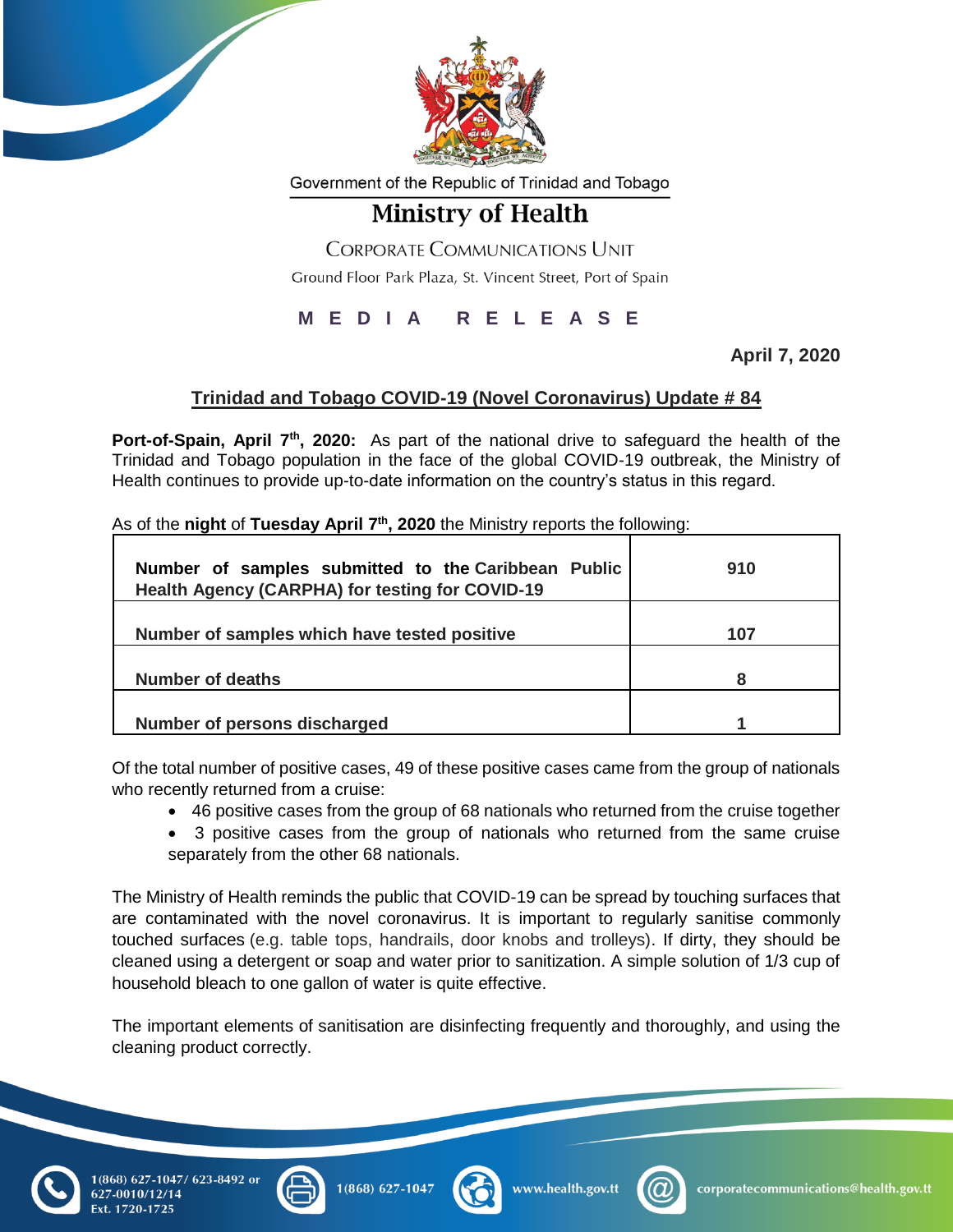Government of the Republic of Trinidad and Tobago

# Ministry of Health

CORPORATE COMMUNICATIONS UNIT

Ground Floor Park Plaza, St. Vincent Street, Port of Spain

**M E D I A R E L E A S E**

**April 7, 2020**

## Trinidad and Tobago COVID-19 (Novel Coronavirus) Update # 84

**Port-of-Spain, April 7th, 2020:** As part of the national drive to safeguard the health of the Trinidad and Tobago population in the face of the global COVID-19 outbreak, the Ministry of Health continues to provide up-to-date information on the country's status in this regard.

As of the **night** of **Tuesday April 7th, 2020** the Ministry reports the following:

| | |
|---|---|
| **Number of samples submitted to the Caribbean Public Health Agency (CARPHA) for testing for COVID-19** | **910** |
| **Number of samples which have tested positive** | **107** |
| **Number of deaths** | **8** |
| **Number of persons discharged** | **1** |

Of the total number of positive cases, 49 of these positive cases came from the group of nationals who recently returned from a cruise:

- 46 positive cases from the group of 68 nationals who returned from the cruise together
- 3 positive cases from the group of nationals who returned from the same cruise separately from the other 68 nationals.

The Ministry of Health reminds the public that COVID-19 can be spread by touching surfaces that are contaminated with the novel coronavirus. It is important to regularly sanitise commonly touched surfaces (e.g. table tops, handrails, door knobs and trolleys). If dirty, they should be cleaned using a detergent or soap and water prior to sanitization. A simple solution of 1/3 cup of household bleach to one gallon of water is quite effective.

The important elements of sanitisation are disinfecting frequently and thoroughly, and using the cleaning product correctly.

1(868) 627-1047/ 623-8492 or 627-0010/12/14 Ext. 1720-1725 | 1(868) 627-1047 | www.health.gov.tt | corporatecommunications@health.gov.tt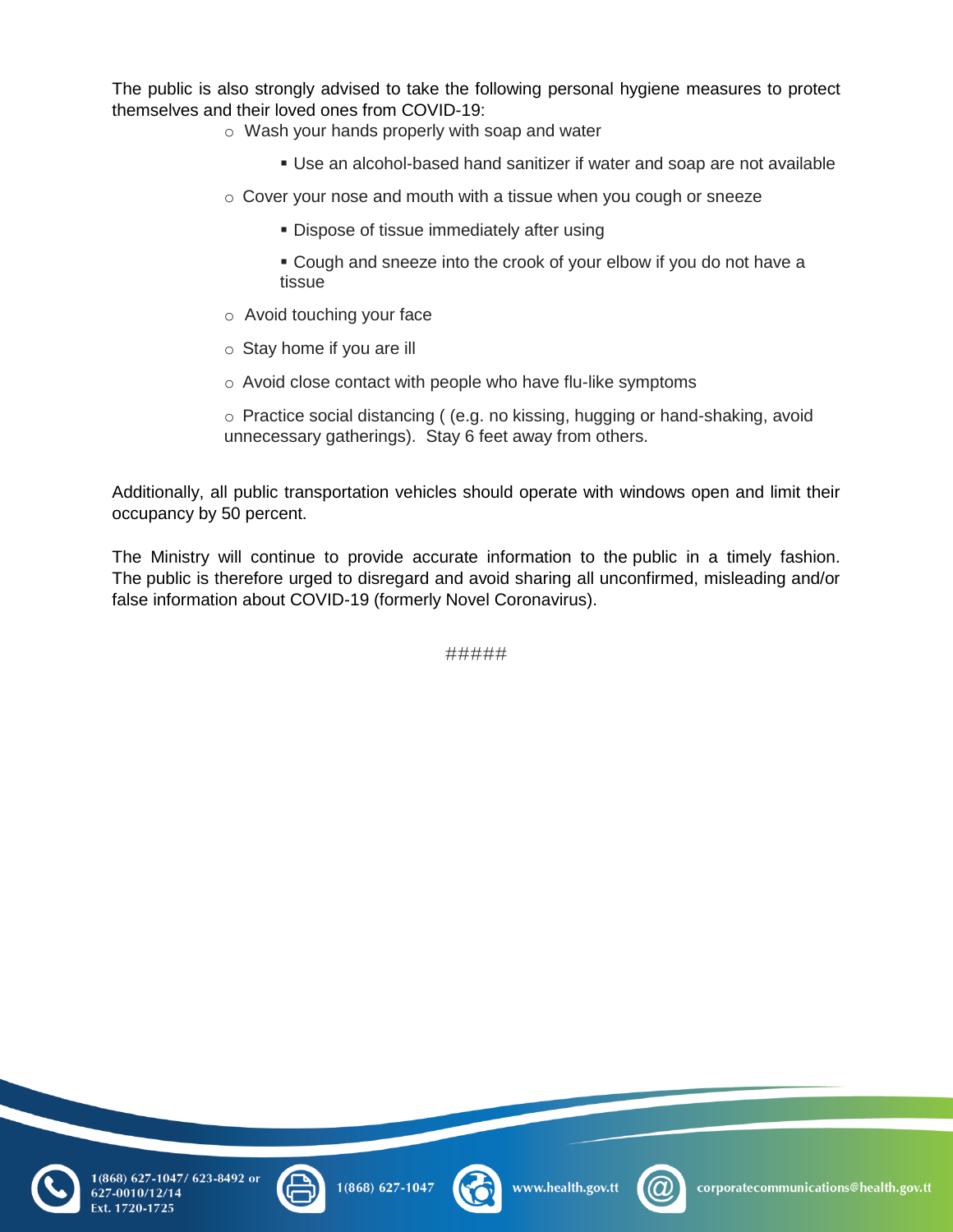The public is also strongly advised to take the following personal hygiene measures to protect themselves and their loved ones from COVID-19:

- Wash your hands properly with soap and water
  - Use an alcohol-based hand sanitizer if water and soap are not available
- Cover your nose and mouth with a tissue when you cough or sneeze
  - Dispose of tissue immediately after using
  - Cough and sneeze into the crook of your elbow if you do not have a tissue
- Avoid touching your face
- Stay home if you are ill
- Avoid close contact with people who have flu-like symptoms
- Practice social distancing ( (e.g. no kissing, hugging or hand-shaking, avoid unnecessary gatherings). Stay 6 feet away from others.

Additionally, all public transportation vehicles should operate with windows open and limit their occupancy by 50 percent.

The Ministry will continue to provide accurate information to the public in a timely fashion. The public is therefore urged to disregard and avoid sharing all unconfirmed, misleading and/or false information about COVID-19 (formerly Novel Coronavirus).

#####

1(868) 627-1047/ 623-8492 or 627-0010/12/14 Ext. 1720-1725

1(868) 627-1047

www.health.gov.tt

corporatecommunications@health.gov.tt